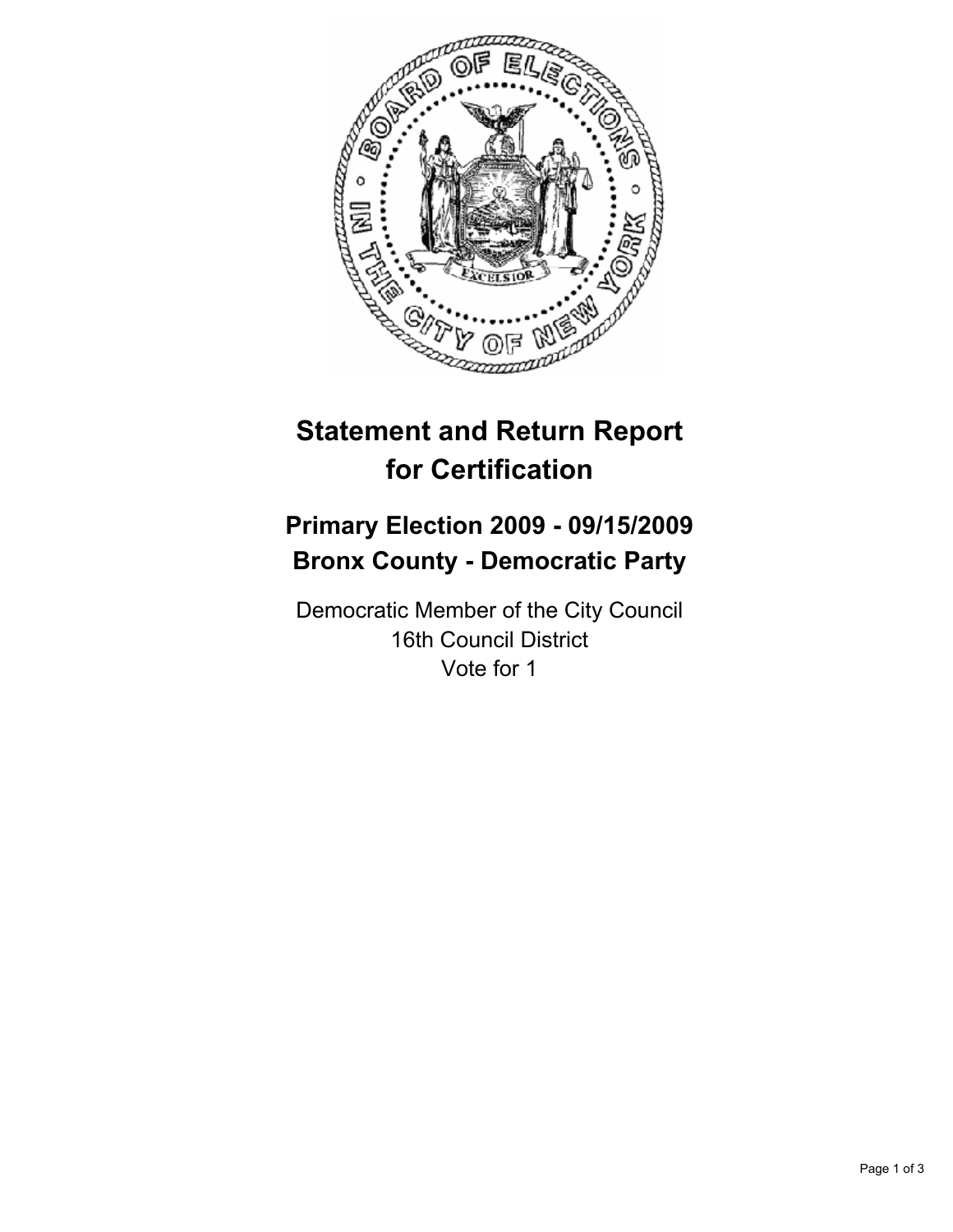# Statement and Return Report for Certification

## Primary Election 2009 - 09/15/2009
## Bronx County - Democratic Party

Democratic Member of the City Council
16th Council District
Vote for 1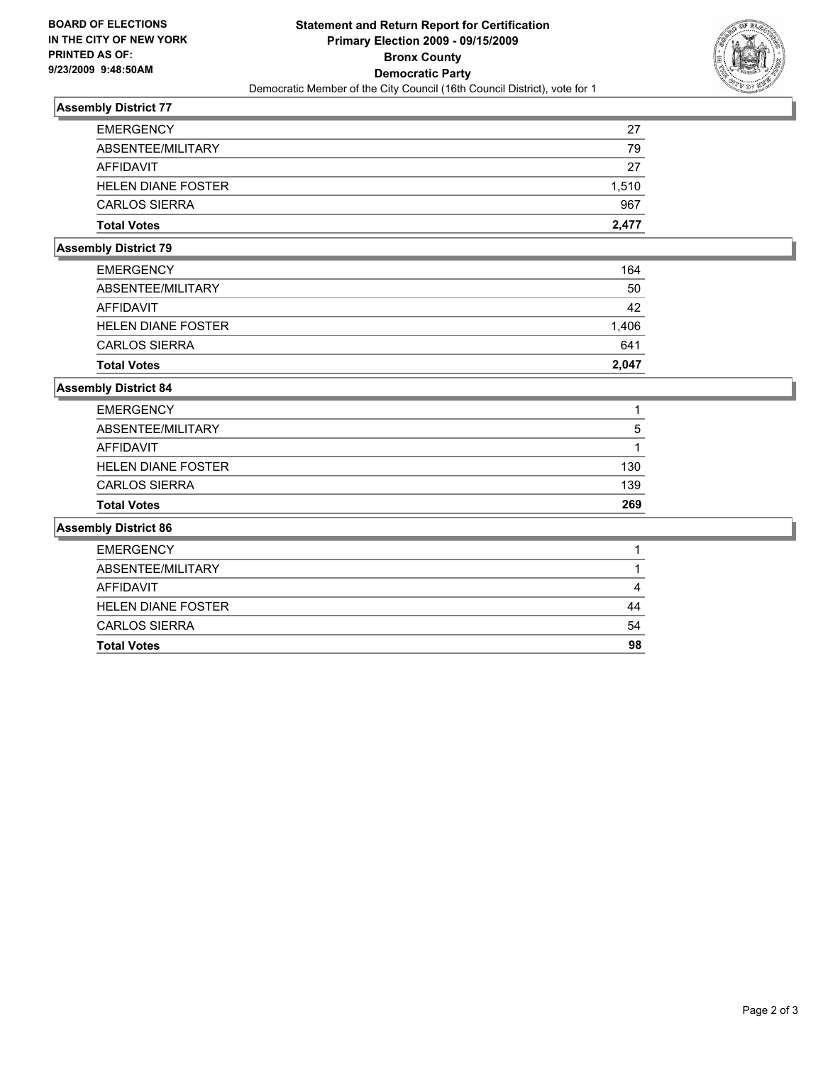**BOARD OF ELECTIONS IN THE CITY OF NEW YORK PRINTED AS OF: 9/23/2009 9:48:50AM**

# Statement and Return Report for Certification
## Primary Election 2009 - 09/15/2009
## Bronx County
## Democratic Party

Democratic Member of the City Council (16th Council District), vote for 1

### Assembly District 77

| | |
|---|---|
| EMERGENCY | 27 |
| ABSENTEE/MILITARY | 79 |
| AFFIDAVIT | 27 |
| HELEN DIANE FOSTER | 1,510 |
| CARLOS SIERRA | 967 |
| **Total Votes** | **2,477** |

### Assembly District 79

| | |
|---|---|
| EMERGENCY | 164 |
| ABSENTEE/MILITARY | 50 |
| AFFIDAVIT | 42 |
| HELEN DIANE FOSTER | 1,406 |
| CARLOS SIERRA | 641 |
| **Total Votes** | **2,047** |

### Assembly District 84

| | |
|---|---|
| EMERGENCY | 1 |
| ABSENTEE/MILITARY | 5 |
| AFFIDAVIT | 1 |
| HELEN DIANE FOSTER | 130 |
| CARLOS SIERRA | 139 |
| **Total Votes** | **269** |

### Assembly District 86

| | |
|---|---|
| EMERGENCY | 1 |
| ABSENTEE/MILITARY | 1 |
| AFFIDAVIT | 4 |
| HELEN DIANE FOSTER | 44 |
| CARLOS SIERRA | 54 |
| **Total Votes** | **98** |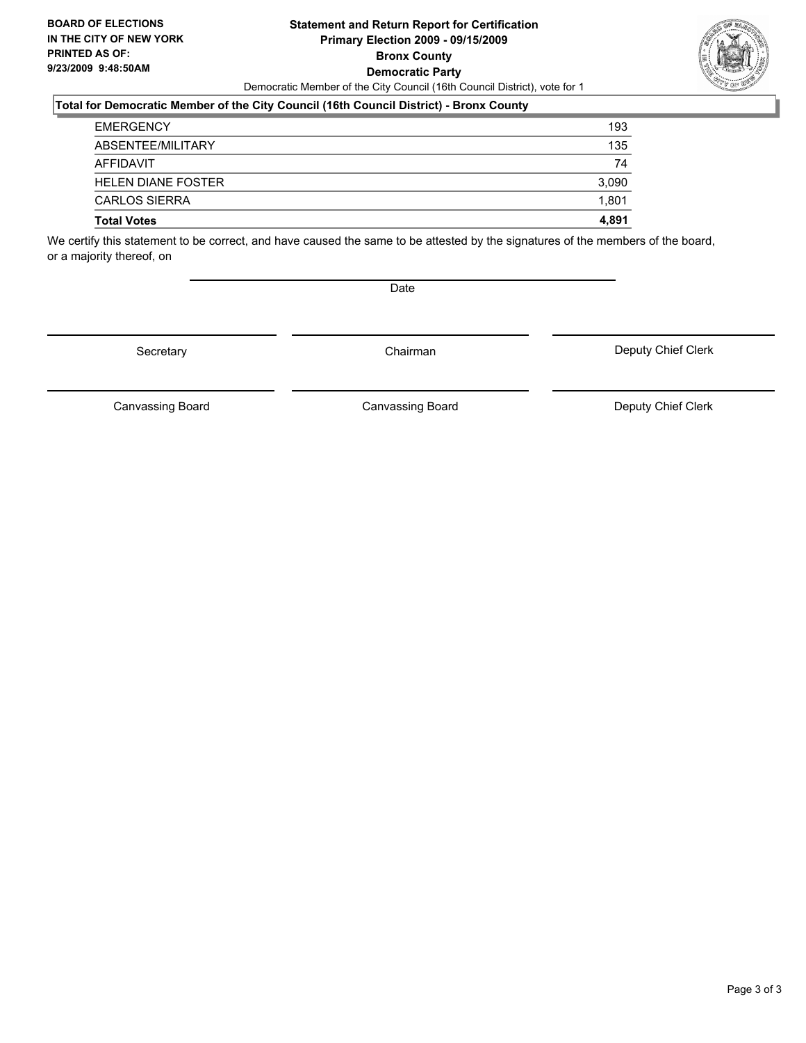**BOARD OF ELECTIONS IN THE CITY OF NEW YORK PRINTED AS OF: 9/23/2009 9:48:50AM**

# Statement and Return Report for Certification
## Primary Election 2009 - 09/15/2009
## Bronx County
## Democratic Party

Democratic Member of the City Council (16th Council District), vote for 1

**Total for Democratic Member of the City Council (16th Council District) - Bronx County**

| | |
|---|---|
| EMERGENCY | 193 |
| ABSENTEE/MILITARY | 135 |
| AFFIDAVIT | 74 |
| HELEN DIANE FOSTER | 3,090 |
| CARLOS SIERRA | 1,801 |
| **Total Votes** | **4,891** |

We certify this statement to be correct, and have caused the same to be attested by the signatures of the members of the board, or a majority thereof, on

Date

Secretary | Chairman | Deputy Chief Clerk

Canvassing Board | Canvassing Board | Deputy Chief Clerk